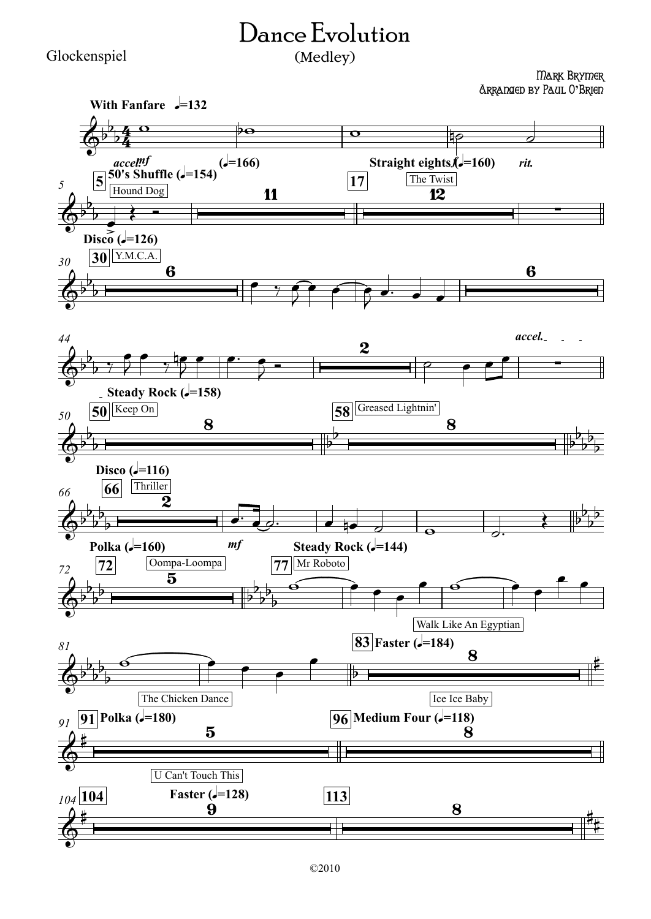# Dance Evolution

(Medley)

Glockenspiel

Mark Brymer
Arranged by Paul O'Brien

With Fanfare ♩=132

50's Shuffle (♩=154) — Hound Dog

Straight eights (♩=160) — The Twist

Disco (♩=126) — Y.M.C.A.

Steady Rock (♩=158) — Keep On

Greased Lightnin'

Disco (♩=116) — Thriller

Polka (♩=160) — Oompa-Loompa

Steady Rock (♩=144) — Mr Roboto

Walk Like An Egyptian

The Chicken Dance

Faster (♩=184) — Ice Ice Baby

Polka (♩=180) — U Can't Touch This

Medium Four (♩=118)

Faster (♩=128)

©2010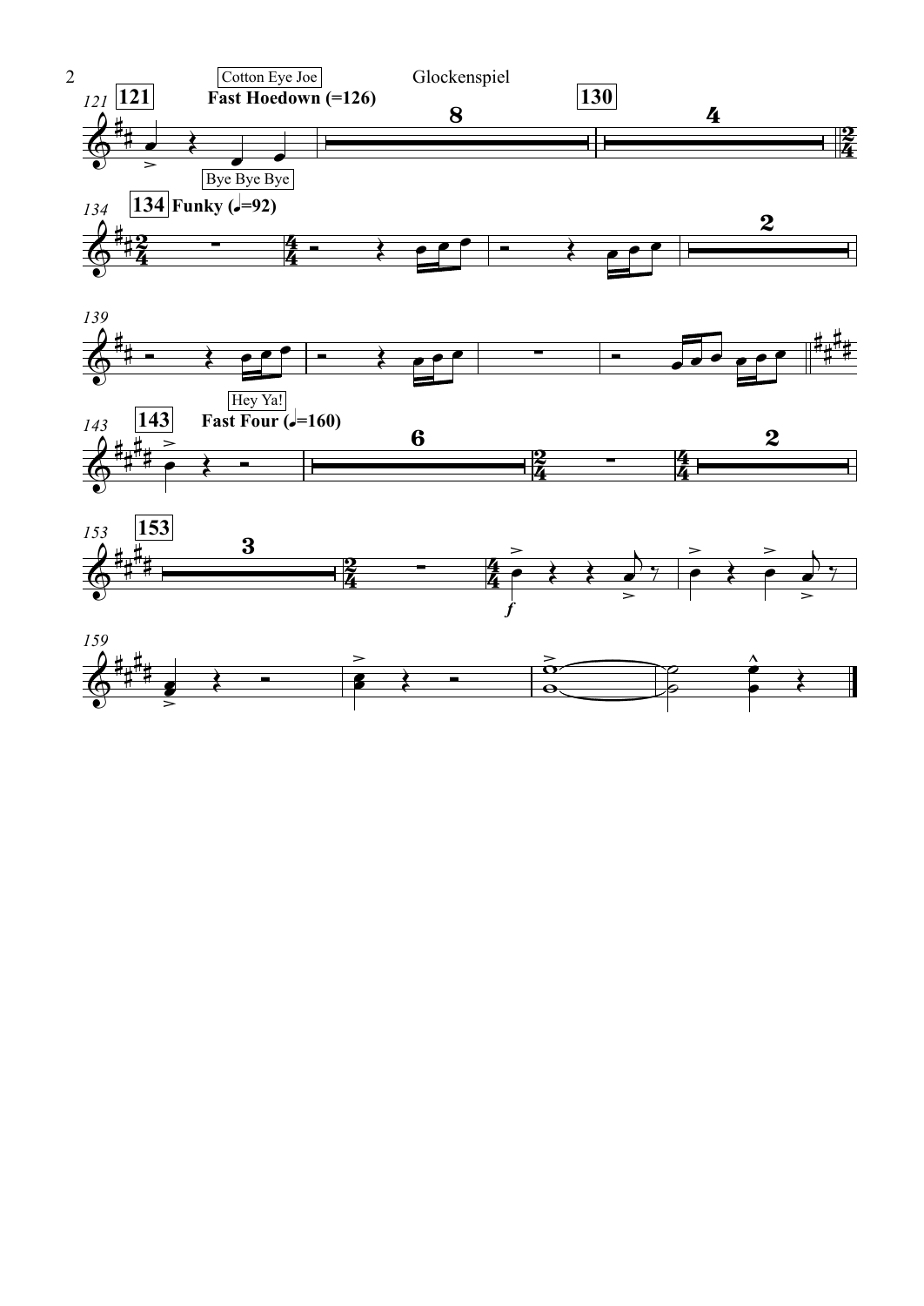Cotton Eye Joe

**Fast Hoedown (=126)**

121

Bye Bye Bye

130

134 **Funky (♩=92)**

Hey Ya!

143 **Fast Four (♩=160)**

153